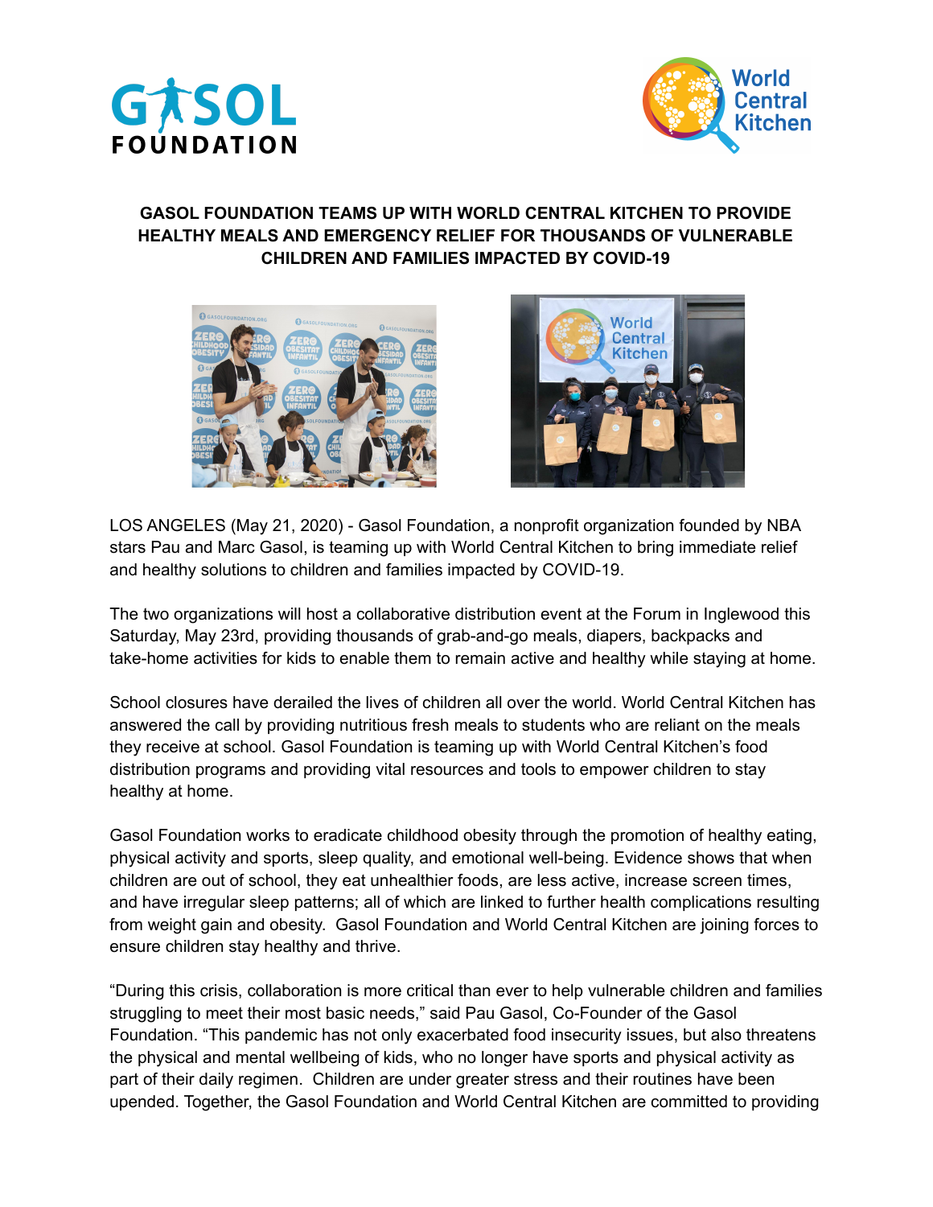# GASOL FOUNDATION TEAMS UP WITH WORLD CENTRAL KITCHEN TO PROVIDE HEALTHY MEALS AND EMERGENCY RELIEF FOR THOUSANDS OF VULNERABLE CHILDREN AND FAMILIES IMPACTED BY COVID-19

LOS ANGELES (May 21, 2020) - Gasol Foundation, a nonprofit organization founded by NBA stars Pau and Marc Gasol, is teaming up with World Central Kitchen to bring immediate relief and healthy solutions to children and families impacted by COVID-19.

The two organizations will host a collaborative distribution event at the Forum in Inglewood this Saturday, May 23rd, providing thousands of grab-and-go meals, diapers, backpacks and take-home activities for kids to enable them to remain active and healthy while staying at home.

School closures have derailed the lives of children all over the world. World Central Kitchen has answered the call by providing nutritious fresh meals to students who are reliant on the meals they receive at school. Gasol Foundation is teaming up with World Central Kitchen's food distribution programs and providing vital resources and tools to empower children to stay healthy at home.

Gasol Foundation works to eradicate childhood obesity through the promotion of healthy eating, physical activity and sports, sleep quality, and emotional well-being. Evidence shows that when children are out of school, they eat unhealthier foods, are less active, increase screen times, and have irregular sleep patterns; all of which are linked to further health complications resulting from weight gain and obesity. Gasol Foundation and World Central Kitchen are joining forces to ensure children stay healthy and thrive.

"During this crisis, collaboration is more critical than ever to help vulnerable children and families struggling to meet their most basic needs," said Pau Gasol, Co-Founder of the Gasol Foundation. "This pandemic has not only exacerbated food insecurity issues, but also threatens the physical and mental wellbeing of kids, who no longer have sports and physical activity as part of their daily regimen. Children are under greater stress and their routines have been upended. Together, the Gasol Foundation and World Central Kitchen are committed to providing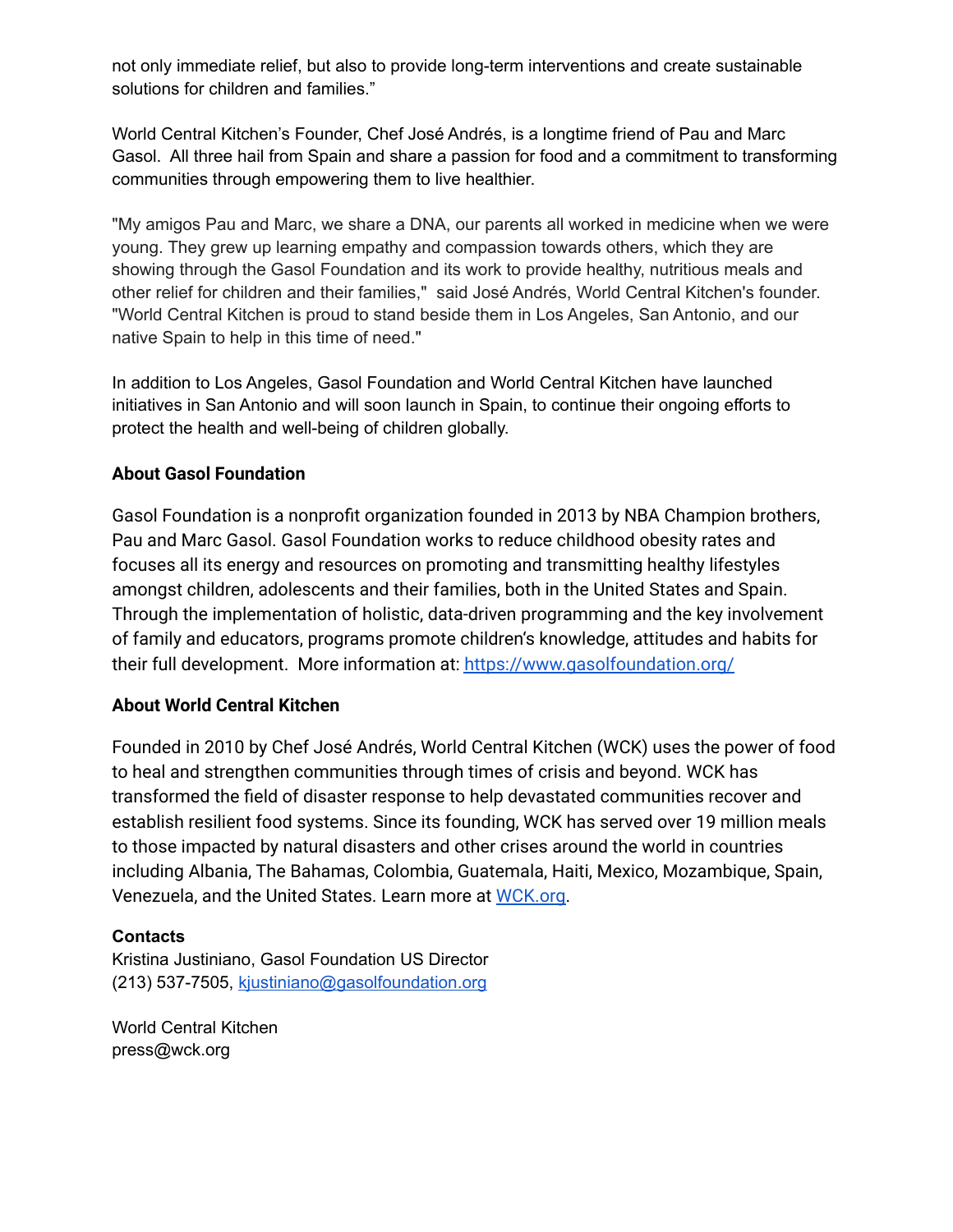not only immediate relief, but also to provide long-term interventions and create sustainable solutions for children and families."

World Central Kitchen's Founder, Chef José Andrés, is a longtime friend of Pau and Marc Gasol. All three hail from Spain and share a passion for food and a commitment to transforming communities through empowering them to live healthier.

"My amigos Pau and Marc, we share a DNA, our parents all worked in medicine when we were young. They grew up learning empathy and compassion towards others, which they are showing through the Gasol Foundation and its work to provide healthy, nutritious meals and other relief for children and their families," said José Andrés, World Central Kitchen's founder. "World Central Kitchen is proud to stand beside them in Los Angeles, San Antonio, and our native Spain to help in this time of need."

In addition to Los Angeles, Gasol Foundation and World Central Kitchen have launched initiatives in San Antonio and will soon launch in Spain, to continue their ongoing efforts to protect the health and well-being of children globally.

**About Gasol Foundation**

Gasol Foundation is a nonprofit organization founded in 2013 by NBA Champion brothers, Pau and Marc Gasol. Gasol Foundation works to reduce childhood obesity rates and focuses all its energy and resources on promoting and transmitting healthy lifestyles amongst children, adolescents and their families, both in the United States and Spain. Through the implementation of holistic, data-driven programming and the key involvement of family and educators, programs promote children's knowledge, attitudes and habits for their full development. More information at: [https://www.gasolfoundation.org/](https://www.gasolfoundation.org/)

**About World Central Kitchen**

Founded in 2010 by Chef José Andrés, World Central Kitchen (WCK) uses the power of food to heal and strengthen communities through times of crisis and beyond. WCK has transformed the field of disaster response to help devastated communities recover and establish resilient food systems. Since its founding, WCK has served over 19 million meals to those impacted by natural disasters and other crises around the world in countries including Albania, The Bahamas, Colombia, Guatemala, Haiti, Mexico, Mozambique, Spain, Venezuela, and the United States. Learn more at [WCK.org](WCK.org).

**Contacts**
Kristina Justiniano, Gasol Foundation US Director
(213) 537-7505, [kjustiniano@gasolfoundation.org](mailto:kjustiniano@gasolfoundation.org)

World Central Kitchen
press@wck.org